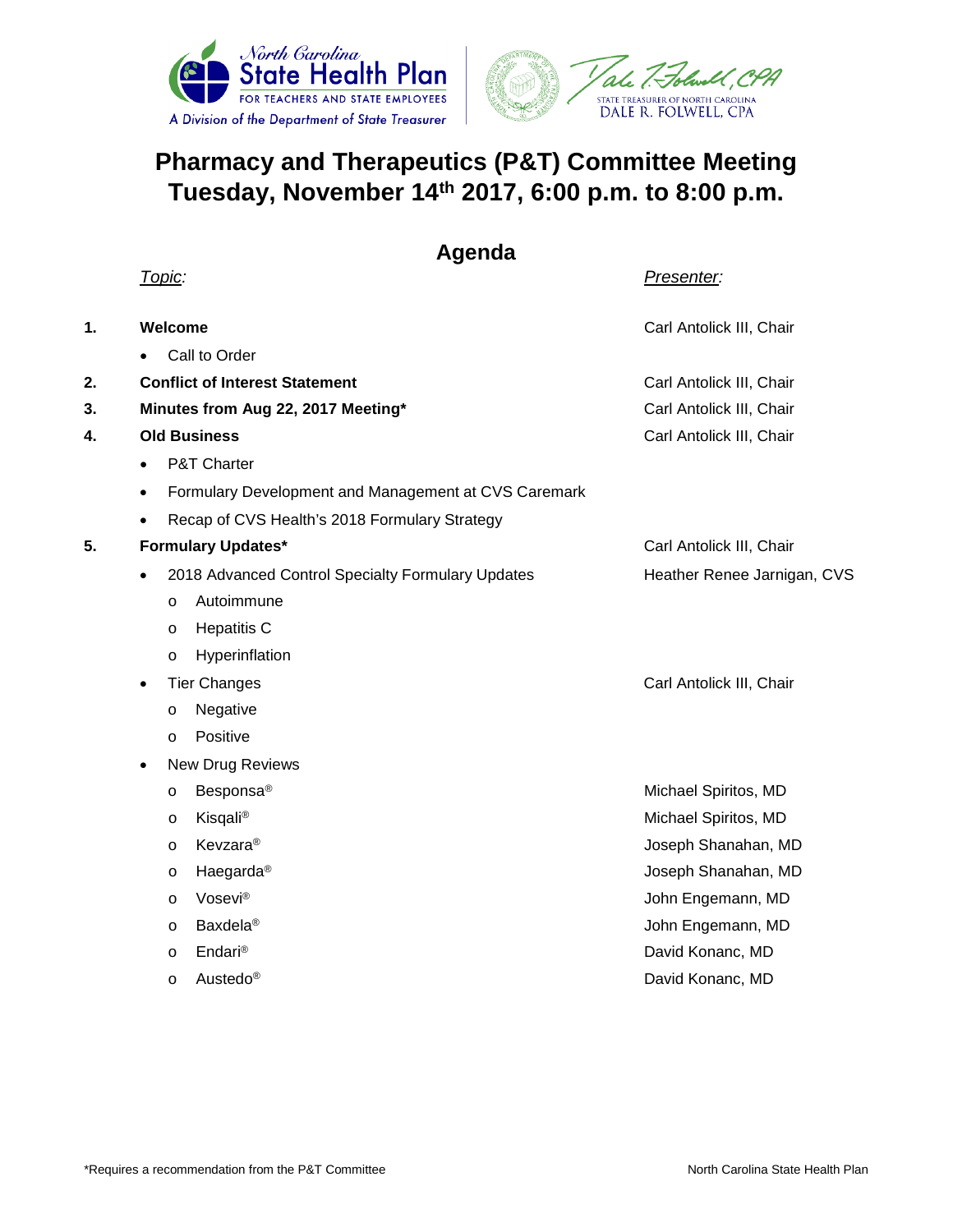North Carolina State Health Plan FOR TEACHERS AND STATE EMPLOYEES
A Division of the Department of State Treasurer

STATE TREASURER OF NORTH CAROLINA
DALE R. FOLWELL, CPA

# Pharmacy and Therapeutics (P&T) Committee Meeting
# Tuesday, November 14th 2017, 6:00 p.m. to 8:00 p.m.

## Agenda

| | *Topic:* | *Presenter:* |
|---|---|---|
| **1.** | **Welcome** | Carl Antolick III, Chair |
| | • Call to Order | |
| **2.** | **Conflict of Interest Statement** | Carl Antolick III, Chair |
| **3.** | **Minutes from Aug 22, 2017 Meeting*** | Carl Antolick III, Chair |
| **4.** | **Old Business** | Carl Antolick III, Chair |
| | • P&T Charter | |
| | • Formulary Development and Management at CVS Caremark | |
| | • Recap of CVS Health's 2018 Formulary Strategy | |
| **5.** | **Formulary Updates*** | Carl Antolick III, Chair |
| | • 2018 Advanced Control Specialty Formulary Updates | Heather Renee Jarnigan, CVS |
| | o Autoimmune | |
| | o Hepatitis C | |
| | o Hyperinflation | |
| | • Tier Changes | Carl Antolick III, Chair |
| | o Negative | |
| | o Positive | |
| | • New Drug Reviews | |
| | o Besponsa® | Michael Spiritos, MD |
| | o Kisqali® | Michael Spiritos, MD |
| | o Kevzara® | Joseph Shanahan, MD |
| | o Haegarda® | Joseph Shanahan, MD |
| | o Vosevi® | John Engemann, MD |
| | o Baxdela® | John Engemann, MD |
| | o Endari® | David Konanc, MD |
| | o Austedo® | David Konanc, MD |

*Requires a recommendation from the P&T Committee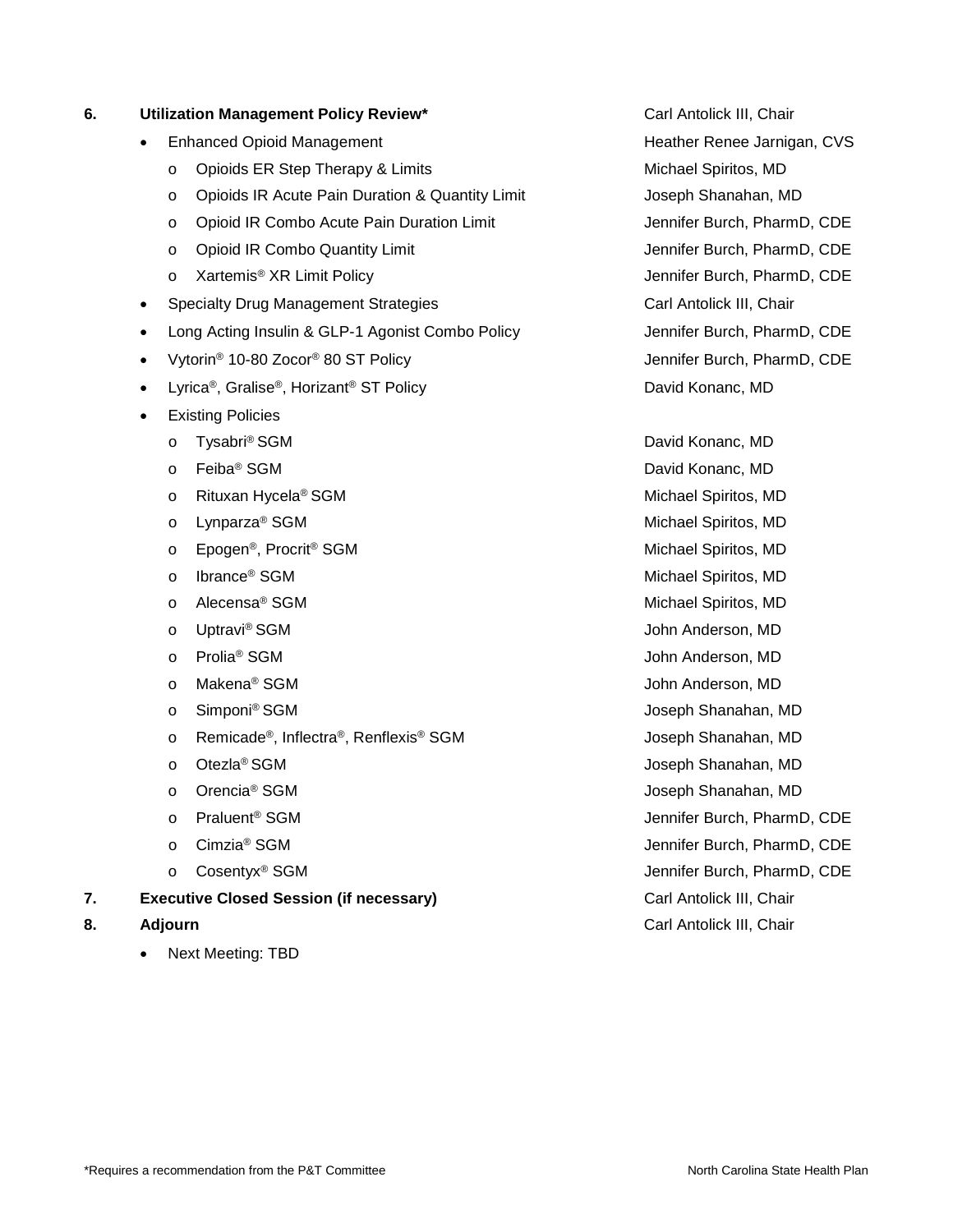6. **Utilization Management Policy Review*** — Carl Antolick III, Chair

- Enhanced Opioid Management — Heather Renee Jarnigan, CVS
  - Opioids ER Step Therapy & Limits — Michael Spiritos, MD
  - Opioids IR Acute Pain Duration & Quantity Limit — Joseph Shanahan, MD
  - Opioid IR Combo Acute Pain Duration Limit — Jennifer Burch, PharmD, CDE
  - Opioid IR Combo Quantity Limit — Jennifer Burch, PharmD, CDE
  - Xartemis® XR Limit Policy — Jennifer Burch, PharmD, CDE
- Specialty Drug Management Strategies — Carl Antolick III, Chair
- Long Acting Insulin & GLP-1 Agonist Combo Policy — Jennifer Burch, PharmD, CDE
- Vytorin® 10-80 Zocor® 80 ST Policy — Jennifer Burch, PharmD, CDE
- Lyrica®, Gralise®, Horizant® ST Policy — David Konanc, MD
- Existing Policies
  - Tysabri® SGM — David Konanc, MD
  - Feiba® SGM — David Konanc, MD
  - Rituxan Hycela® SGM — Michael Spiritos, MD
  - Lynparza® SGM — Michael Spiritos, MD
  - Epogen®, Procrit® SGM — Michael Spiritos, MD
  - Ibrance® SGM — Michael Spiritos, MD
  - Alecensa® SGM — Michael Spiritos, MD
  - Uptravi® SGM — John Anderson, MD
  - Prolia® SGM — John Anderson, MD
  - Makena® SGM — John Anderson, MD
  - Simponi® SGM — Joseph Shanahan, MD
  - Remicade®, Inflectra®, Renflexis® SGM — Joseph Shanahan, MD
  - Otezla® SGM — Joseph Shanahan, MD
  - Orencia® SGM — Joseph Shanahan, MD
  - Praluent® SGM — Jennifer Burch, PharmD, CDE
  - Cimzia® SGM — Jennifer Burch, PharmD, CDE
  - Cosentyx® SGM — Jennifer Burch, PharmD, CDE

7. **Executive Closed Session (if necessary)** — Carl Antolick III, Chair

8. **Adjourn** — Carl Antolick III, Chair

- Next Meeting: TBD

*Requires a recommendation from the P&T Committee